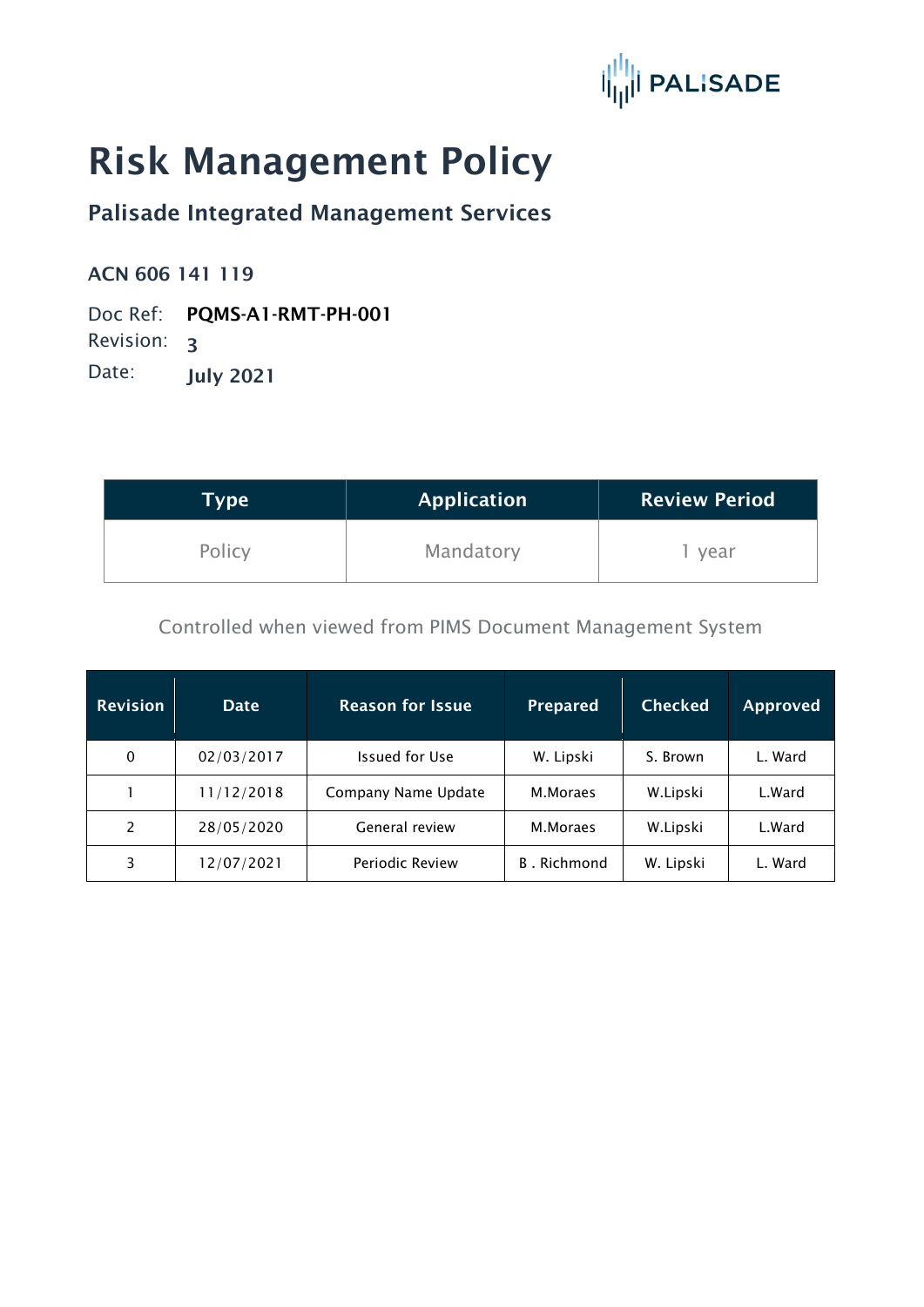# Risk Management Policy

## Palisade Integrated Management Services

**ACN 606 141 119**

Doc Ref: **PQMS-A1-RMT-PH-001**
Revision: **3**
Date: **July 2021**

| Type | Application | Review Period |
|---|---|---|
| Policy | Mandatory | 1 year |

Controlled when viewed from PIMS Document Management System

| Revision | Date | Reason for Issue | Prepared | Checked | Approved |
|---|---|---|---|---|---|
| 0 | 02/03/2017 | Issued for Use | W. Lipski | S. Brown | L. Ward |
| 1 | 11/12/2018 | Company Name Update | M.Moraes | W.Lipski | L.Ward |
| 2 | 28/05/2020 | General review | M.Moraes | W.Lipski | L.Ward |
| 3 | 12/07/2021 | Periodic Review | B . Richmond | W. Lipski | L. Ward |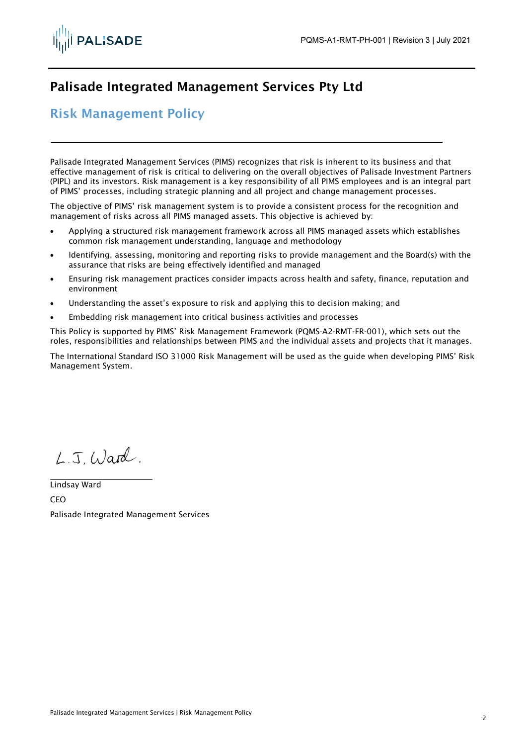# Palisade Integrated Management Services Pty Ltd

## Risk Management Policy

Palisade Integrated Management Services (PIMS) recognizes that risk is inherent to its business and that effective management of risk is critical to delivering on the overall objectives of Palisade Investment Partners (PIPL) and its investors. Risk management is a key responsibility of all PIMS employees and is an integral part of PIMS' processes, including strategic planning and all project and change management processes.

The objective of PIMS' risk management system is to provide a consistent process for the recognition and management of risks across all PIMS managed assets. This objective is achieved by:

- Applying a structured risk management framework across all PIMS managed assets which establishes common risk management understanding, language and methodology
- Identifying, assessing, monitoring and reporting risks to provide management and the Board(s) with the assurance that risks are being effectively identified and managed
- Ensuring risk management practices consider impacts across health and safety, finance, reputation and environment
- Understanding the asset's exposure to risk and applying this to decision making; and
- Embedding risk management into critical business activities and processes

This Policy is supported by PIMS' Risk Management Framework (PQMS-A2-RMT-FR-001), which sets out the roles, responsibilities and relationships between PIMS and the individual assets and projects that it manages.

The International Standard ISO 31000 Risk Management will be used as the guide when developing PIMS' Risk Management System.

L.J. Ward.

Lindsay Ward

CEO

Palisade Integrated Management Services